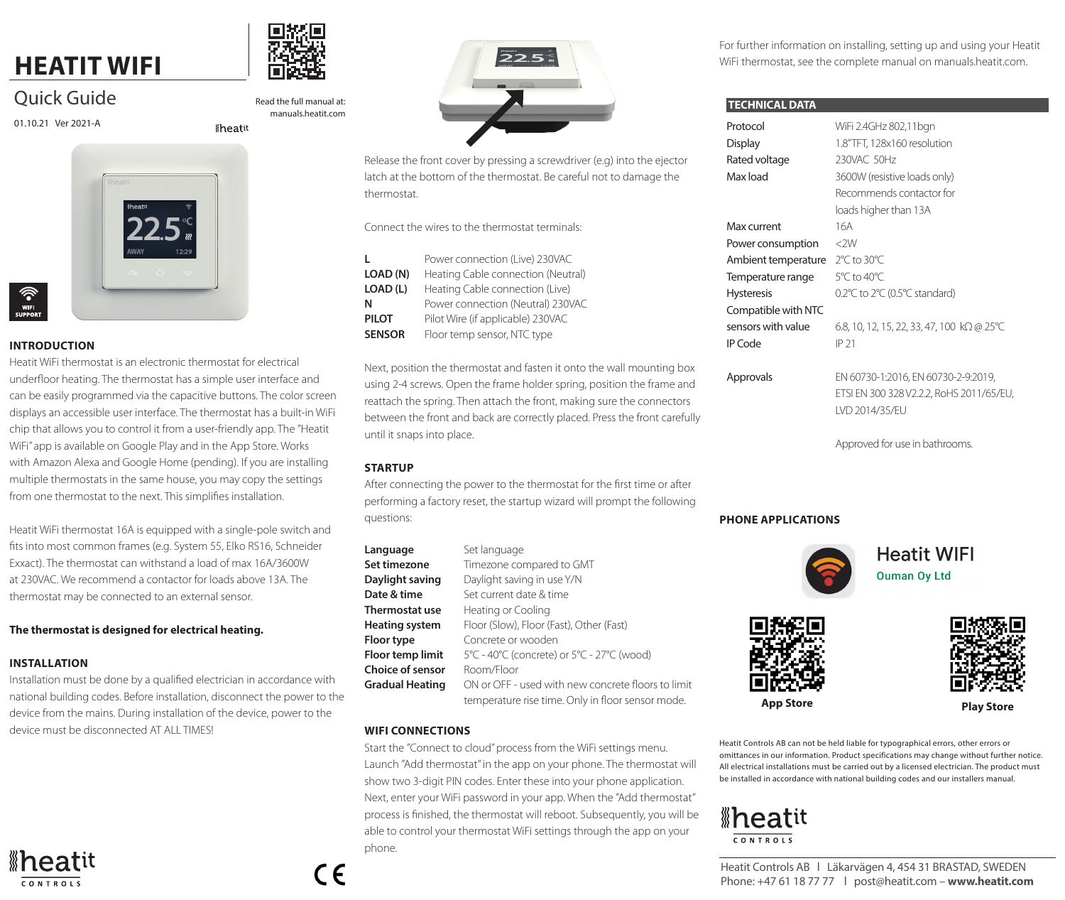# HEATIT WIFI

## Quick Guide

01.10.21 Ver 2021-A

Read the full manual at: manuals.heatit.com

### INTRODUCTION

Heatit WiFi thermostat is an electronic thermostat for electrical underfloor heating. The thermostat has a simple user interface and can be easily programmed via the capacitive buttons. The color screen displays an accessible user interface. The thermostat has a built-in WiFi chip that allows you to control it from a user-friendly app. The "Heatit WiFi" app is available on Google Play and in the App Store. Works with Amazon Alexa and Google Home (pending). If you are installing multiple thermostats in the same house, you may copy the settings from one thermostat to the next. This simplifies installation.

Heatit WiFi thermostat 16A is equipped with a single-pole switch and fits into most common frames (e.g. System 55, Elko RS16, Schneider Exxact). The thermostat can withstand a load of max 16A/3600W at 230VAC. We recommend a contactor for loads above 13A. The thermostat may be connected to an external sensor.

**The thermostat is designed for electrical heating.**

### INSTALLATION

Installation must be done by a qualified electrician in accordance with national building codes. Before installation, disconnect the power to the device from the mains. During installation of the device, power to the device must be disconnected AT ALL TIMES!

Release the front cover by pressing a screwdriver (e.g) into the ejector latch at the bottom of the thermostat. Be careful not to damage the thermostat.

Connect the wires to the thermostat terminals:

| | |
|---|---|
| **L** | Power connection (Live) 230VAC |
| **LOAD (N)** | Heating Cable connection (Neutral) |
| **LOAD (L)** | Heating Cable connection (Live) |
| **N** | Power connection (Neutral) 230VAC |
| **PILOT** | Pilot Wire (if applicable) 230VAC |
| **SENSOR** | Floor temp sensor, NTC type |

Next, position the thermostat and fasten it onto the wall mounting box using 2-4 screws. Open the frame holder spring, position the frame and reattach the spring. Then attach the front, making sure the connectors between the front and back are correctly placed. Press the front carefully until it snaps into place.

### STARTUP

After connecting the power to the thermostat for the first time or after performing a factory reset, the startup wizard will prompt the following questions:

| | |
|---|---|
| **Language** | Set language |
| **Set timezone** | Timezone compared to GMT |
| **Daylight saving** | Daylight saving in use Y/N |
| **Date & time** | Set current date & time |
| **Thermostat use** | Heating or Cooling |
| **Heating system** | Floor (Slow), Floor (Fast), Other (Fast) |
| **Floor type** | Concrete or wooden |
| **Floor temp limit** | 5°C - 40°C (concrete) or 5°C - 27°C (wood) |
| **Choice of sensor** | Room/Floor |
| **Gradual Heating** | ON or OFF - used with new concrete floors to limit temperature rise time. Only in floor sensor mode. |

### WIFI CONNECTIONS

Start the "Connect to cloud" process from the WiFi settings menu. Launch "Add thermostat" in the app on your phone. The thermostat will show two 3-digit PIN codes. Enter these into your phone application. Next, enter your WiFi password in your app. When the "Add thermostat" process is finished, the thermostat will reboot. Subsequently, you will be able to control your thermostat WiFi settings through the app on your phone.

For further information on installing, setting up and using your Heatit WiFi thermostat, see the complete manual on manuals.heatit.com.

### TECHNICAL DATA

| | |
|---|---|
| Protocol | WiFi 2.4GHz 802,11bgn |
| Display | 1.8"TFT, 128x160 resolution |
| Rated voltage | 230VAC 50Hz |
| Max load | 3600W (resistive loads only) Recommends contactor for loads higher than 13A |
| Max current | 16A |
| Power consumption | <2W |
| Ambient temperature | 2°C to 30°C |
| Temperature range | 5°C to 40°C |
| Hysteresis | 0.2°C to 2°C (0.5°C standard) |
| Compatible with NTC sensors with value | 6.8, 10, 12, 15, 22, 33, 47, 100 kΩ @ 25°C |
| IP Code | IP 21 |
| Approvals | EN 60730-1:2016, EN 60730-2-9:2019, ETSI EN 300 328 V2.2.2, RoHS 2011/65/EU, LVD 2014/35/EU |
| | Approved for use in bathrooms. |

### PHONE APPLICATIONS

Heatit WIFI
Ouman Oy Ltd

App Store

Play Store

Heatit Controls AB can not be held liable for typographical errors, other errors or omittances in our information. Product specifications may change without further notice. All electrical installations must be carried out by a licensed electrician. The product must be installed in accordance with national building codes and our installers manual.

Heatit Controls AB | Läkarvägen 4, 454 31 BRASTAD, SWEDEN
Phone: +47 61 18 77 77 | post@heatit.com – **www.heatit.com**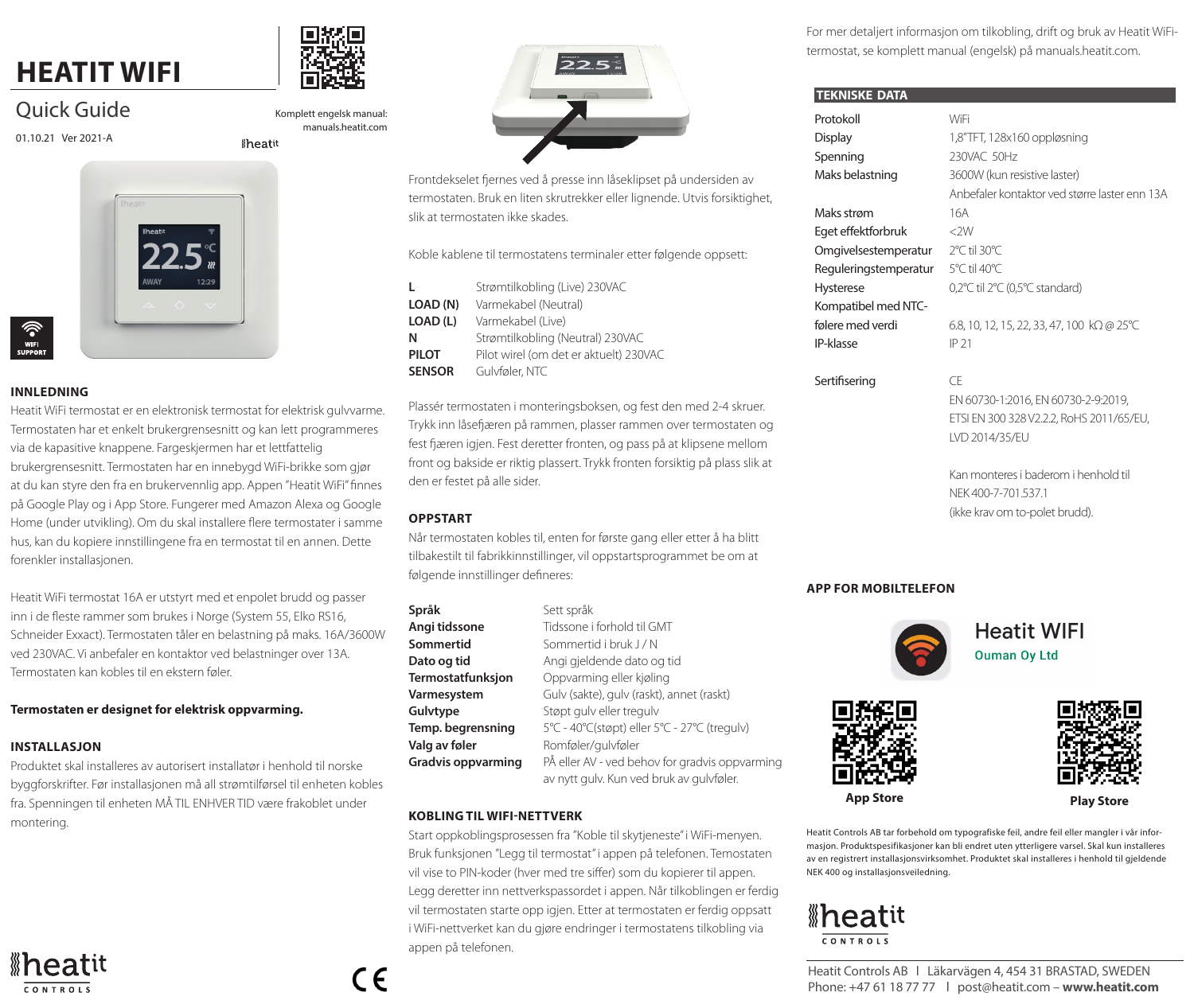# HEATIT WIFI

## Quick Guide

01.10.21 Ver 2021-A

Komplett engelsk manual: manuals.heatit.com

### INNLEDNING

Heatit WiFi termostat er en elektronisk termostat for elektrisk gulvvarme. Termostaten har et enkelt brukergrensesnitt og kan lett programmeres via de kapasitive knappene. Fargeskjermen har et lettfattelig brukergrensesnitt. Termostaten har en innebygd WiFi-brikke som gjør at du kan styre den fra en brukervennlig app. Appen "Heatit WiFi" finnes på Google Play og i App Store. Fungerer med Amazon Alexa og Google Home (under utvikling). Om du skal installere flere termostater i samme hus, kan du kopiere innstillingene fra en termostat til en annen. Dette forenkler installasjonen.

Heatit WiFi termostat 16A er utstyrt med et enpolet brudd og passer inn i de fleste rammer som brukes i Norge (System 55, Elko RS16, Schneider Exxact). Termostaten tåler en belastning på maks. 16A/3600W ved 230VAC. Vi anbefaler en kontaktor ved belastninger over 13A. Termostaten kan kobles til en ekstern føler.

**Termostaten er designet for elektrisk oppvarming.**

### INSTALLASJON

Produktet skal installeres av autorisert installatør i henhold til norske byggforskrifter. Før installasjonen må all strømtilførsel til enheten kobles fra. Spenningen til enheten MÅ TIL ENHVER TID være frakoblet under montering.

Frontdekselet fjernes ved å presse inn låseklipset på undersiden av termostaten. Bruk en liten skrutrekker eller lignende. Utvis forsiktighet, slik at termostaten ikke skades.

Koble kablene til termostatens terminaler etter følgende oppsett:

| | |
|---|---|
| **L** | Strømtilkobling (Live) 230VAC |
| **LOAD (N)** | Varmekabel (Neutral) |
| **LOAD (L)** | Varmekabel (Live) |
| **N** | Strømtilkobling (Neutral) 230VAC |
| **PILOT** | Pilot wirel (om det er aktuelt) 230VAC |
| **SENSOR** | Gulvføler, NTC |

Plassér termostaten i monteringsboksen, og fest den med 2-4 skruer. Trykk inn låsefjæren på rammen, plasser rammen over termostaten og fest fjæren igjen. Fest deretter fronten, og pass på at klipsene mellom front og bakside er riktig plassert. Trykk fronten forsiktig på plass slik at den er festet på alle sider.

### OPPSTART

Når termostaten kobles til, enten for første gang eller etter å ha blitt tilbakestilt til fabrikkinnstillinger, vil oppstartsprogrammet be om at følgende innstillinger defineres:

| | |
|---|---|
| **Språk** | Sett språk |
| **Angi tidssone** | Tidssone i forhold til GMT |
| **Sommertid** | Sommertid i bruk J / N |
| **Dato og tid** | Angi gjeldende dato og tid |
| **Termostatfunksjon** | Oppvarming eller kjøling |
| **Varmesystem** | Gulv (sakte), gulv (raskt), annet (raskt) |
| **Gulvtype** | Støpt gulv eller tregulv |
| **Temp. begrensning** | 5°C - 40°C(støpt) eller 5°C - 27°C (tregulv) |
| **Valg av føler** | Romføler/gulvføler |
| **Gradvis oppvarming** | PÅ eller AV - ved behov for gradvis oppvarming av nytt gulv. Kun ved bruk av gulvføler. |

### KOBLING TIL WIFI-NETTVERK

Start oppkoblingsprosessen fra "Koble til skytjeneste" i WiFi-menyen. Bruk funksjonen "Legg til termostat" i appen på telefonen. Termostaten vil vise to PIN-koder (hver med tre siffer) som du kopierer til appen. Legg deretter inn nettverkspassordet i appen. Når tilkoblingen er ferdig vil termostaten starte opp igjen. Etter at termostaten er ferdig oppsatt i WiFi-nettverket kan du gjøre endringer i termostatens tilkobling via appen på telefonen.

For mer detaljert informasjon om tilkobling, drift og bruk av Heatit WiFi-termostat, se komplett manual (engelsk) på manuals.heatit.com.

### TEKNISKE DATA

| | |
|---|---|
| Protokoll | WiFi |
| Display | 1,8"TFT, 128x160 oppløsning |
| Spenning | 230VAC 50Hz |
| Maks belastning | 3600W (kun resistive laster)<br>Anbefaler kontaktor ved større laster enn 13A |
| Maks strøm | 16A |
| Eget effektforbruk | <2W |
| Omgivelsestemperatur | 2°C til 30°C |
| Reguleringstemperatur | 5°C til 40°C |
| Hysterese | 0,2°C til 2°C (0,5°C standard) |
| Kompatibel med NTC-følere med verdi | 6.8, 10, 12, 15, 22, 33, 47, 100 kΩ @ 25°C |
| IP-klasse | IP 21 |
| Sertifisering | CE<br>EN 60730-1:2016, EN 60730-2-9:2019, ETSI EN 300 328 V2.2.2, RoHS 2011/65/EU, LVD 2014/35/EU<br><br>Kan monteres i baderom i henhold til NEK 400-7-701.537.1 (ikke krav om to-polet brudd). |

### APP FOR MOBILTELEFON

Heatit WIFI
Ouman Oy Ltd

App Store

Play Store

Heatit Controls AB tar forbehold om typografiske feil, andre feil eller mangler i vår informasjon. Produktspesifikasjoner kan bli endret uten ytterligere varsel. Skal kun installeres av en registrert installasjonsvirksomhet. Produktet skal installeres i henhold til gjeldende NEK 400 og installasjonsveiledning.

Heatit Controls AB | Läkarvägen 4, 454 31 BRASTAD, SWEDEN
Phone: +47 61 18 77 77 | post@heatit.com – **www.heatit.com**